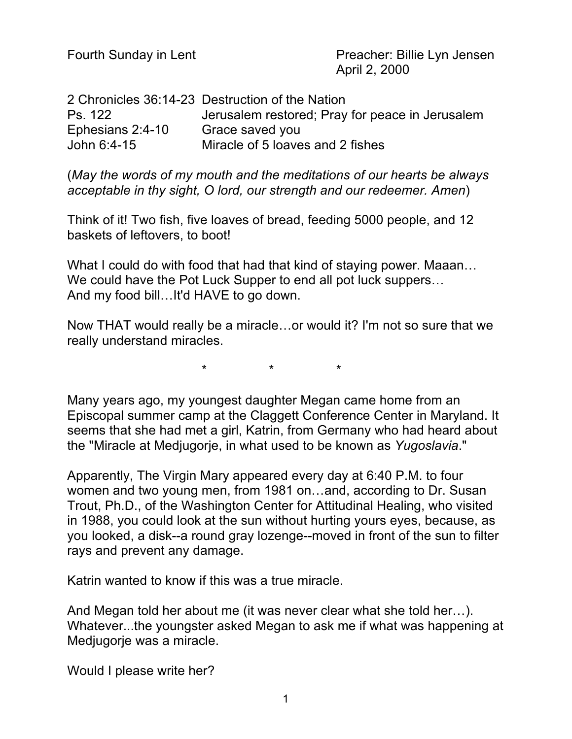Fourth Sunday in Lent

Preacher: Billie Lyn Jensen
April 2, 2000

| | |
|---|---|
| 2 Chronicles 36:14-23 | Destruction of the Nation |
| Ps. 122 | Jerusalem restored; Pray for peace in Jerusalem |
| Ephesians 2:4-10 | Grace saved you |
| John 6:4-15 | Miracle of 5 loaves and 2 fishes |

(*May the words of my mouth and the meditations of our hearts be always acceptable in thy sight, O lord, our strength and our redeemer. Amen*)

Think of it! Two fish, five loaves of bread, feeding 5000 people, and 12 baskets of leftovers, to boot!

What I could do with food that had that kind of staying power. Maaan…
We could have the Pot Luck Supper to end all pot luck suppers…
And my food bill…It'd HAVE to go down.

Now THAT would really be a miracle…or would it? I'm not so sure that we really understand miracles.

\* \* \*

Many years ago, my youngest daughter Megan came home from an Episcopal summer camp at the Claggett Conference Center in Maryland. It seems that she had met a girl, Katrin, from Germany who had heard about the "Miracle at Medjugorje, in what used to be known as *Yugoslavia*."

Apparently, The Virgin Mary appeared every day at 6:40 P.M. to four women and two young men, from 1981 on…and, according to Dr. Susan Trout, Ph.D., of the Washington Center for Attitudinal Healing, who visited in 1988, you could look at the sun without hurting yours eyes, because, as you looked, a disk--a round gray lozenge--moved in front of the sun to filter rays and prevent any damage.

Katrin wanted to know if this was a true miracle.

And Megan told her about me (it was never clear what she told her…). Whatever...the youngster asked Megan to ask me if what was happening at Medjugorje was a miracle.

Would I please write her?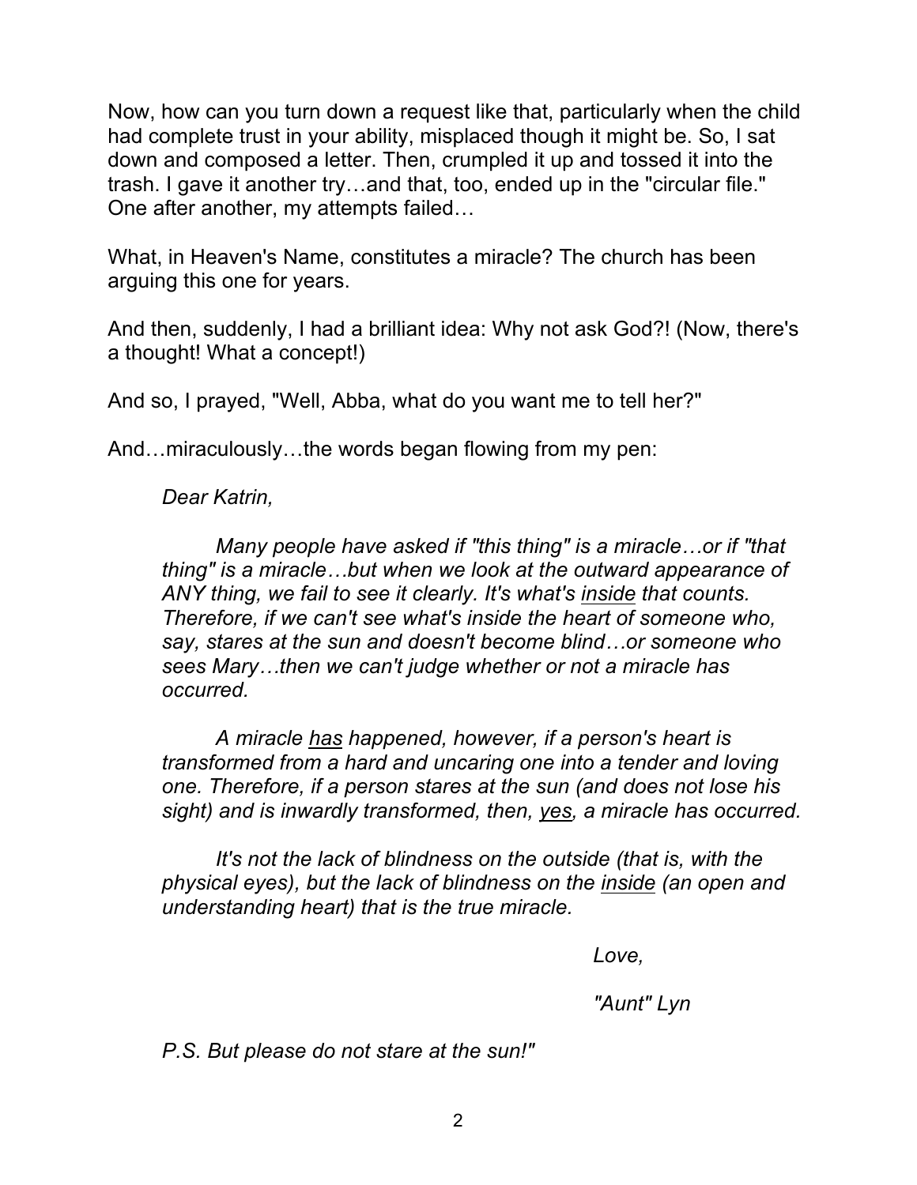Now, how can you turn down a request like that, particularly when the child had complete trust in your ability, misplaced though it might be. So, I sat down and composed a letter. Then, crumpled it up and tossed it into the trash. I gave it another try…and that, too, ended up in the "circular file." One after another, my attempts failed…

What, in Heaven's Name, constitutes a miracle? The church has been arguing this one for years.

And then, suddenly, I had a brilliant idea: Why not ask God?! (Now, there's a thought! What a concept!)

And so, I prayed, "Well, Abba, what do you want me to tell her?"

And…miraculously…the words began flowing from my pen:

> *Dear Katrin,*
>
> *Many people have asked if "this thing" is a miracle…or if "that thing" is a miracle…but when we look at the outward appearance of ANY thing, we fail to see it clearly. It's what's <u>inside</u> that counts. Therefore, if we can't see what's inside the heart of someone who, say, stares at the sun and doesn't become blind…or someone who sees Mary…then we can't judge whether or not a miracle has occurred.*
>
> *A miracle <u>has</u> happened, however, if a person's heart is transformed from a hard and uncaring one into a tender and loving one. Therefore, if a person stares at the sun (and does not lose his sight) and is inwardly transformed, then, <u>yes</u>, a miracle has occurred.*
>
> *It's not the lack of blindness on the outside (that is, with the physical eyes), but the lack of blindness on the <u>inside</u> (an open and understanding heart) that is the true miracle.*
>
> *Love,*
>
> *"Aunt" Lyn*
>
> *P.S. But please do not stare at the sun!"*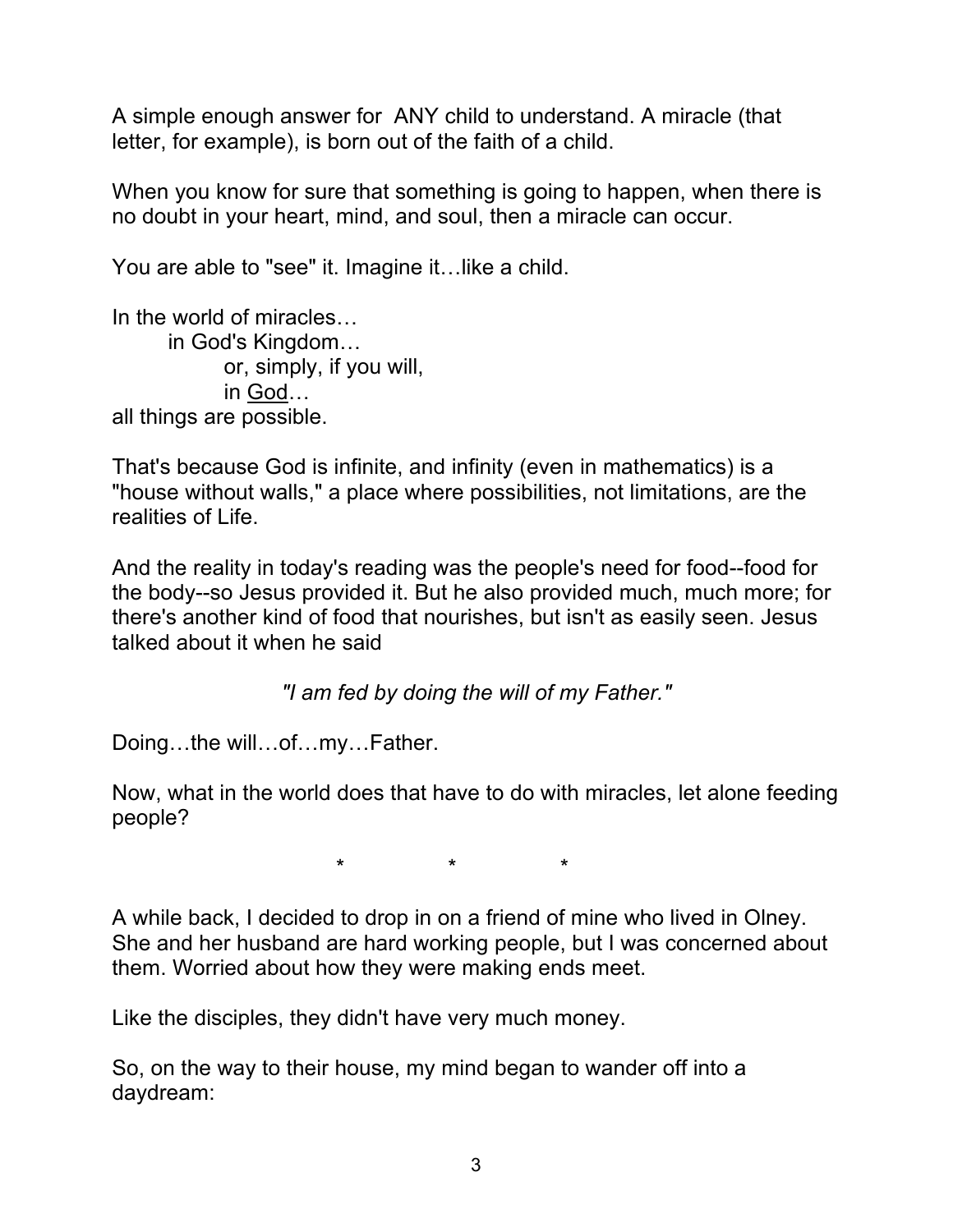A simple enough answer for ANY child to understand. A miracle (that letter, for example), is born out of the faith of a child.

When you know for sure that something is going to happen, when there is no doubt in your heart, mind, and soul, then a miracle can occur.

You are able to "see" it. Imagine it…like a child.

In the world of miracles…
        in God's Kingdom…
                or, simply, if you will,
                in <u>God</u>…
all things are possible.

That's because God is infinite, and infinity (even in mathematics) is a "house without walls," a place where possibilities, not limitations, are the realities of Life.

And the reality in today's reading was the people's need for food--food for the body--so Jesus provided it. But he also provided much, much more; for there's another kind of food that nourishes, but isn't as easily seen. Jesus talked about it when he said

*"I am fed by doing the will of my Father."*

Doing…the will…of…my…Father.

Now, what in the world does that have to do with miracles, let alone feeding people?

\*        \*        \*

A while back, I decided to drop in on a friend of mine who lived in Olney. She and her husband are hard working people, but I was concerned about them. Worried about how they were making ends meet.

Like the disciples, they didn't have very much money.

So, on the way to their house, my mind began to wander off into a daydream: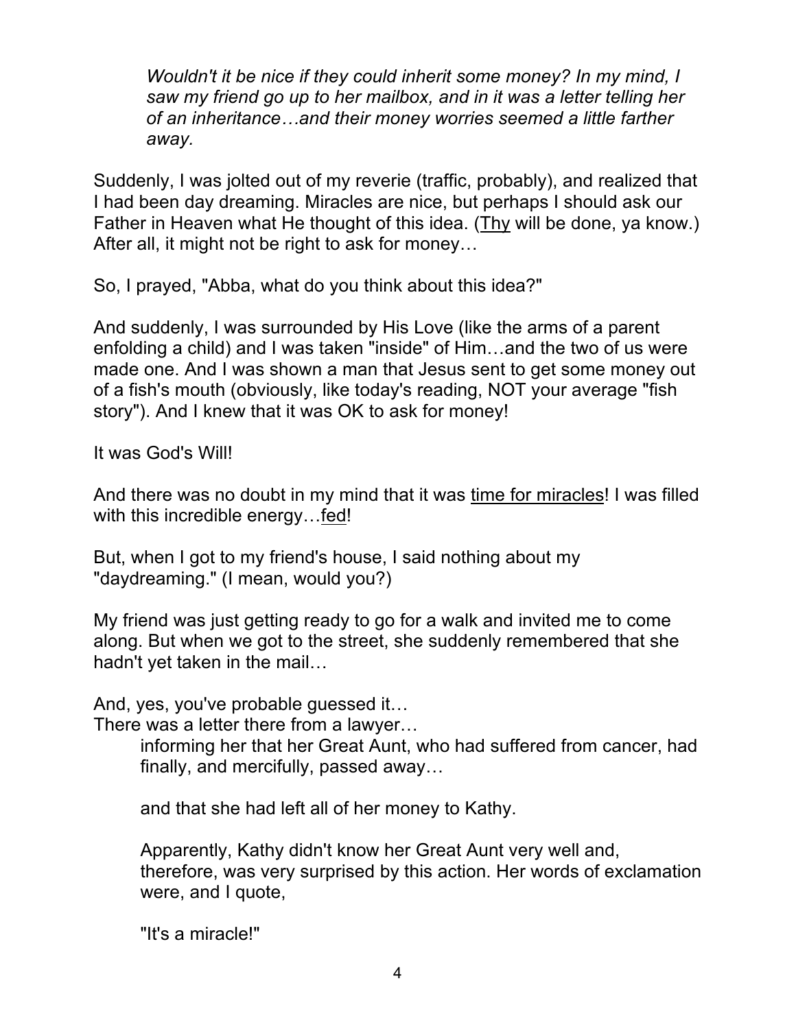> *Wouldn't it be nice if they could inherit some money? In my mind, I saw my friend go up to her mailbox, and in it was a letter telling her of an inheritance…and their money worries seemed a little farther away.*

Suddenly, I was jolted out of my reverie (traffic, probably), and realized that I had been day dreaming. Miracles are nice, but perhaps I should ask our Father in Heaven what He thought of this idea. (<u>Thy</u> will be done, ya know.) After all, it might not be right to ask for money…

So, I prayed, "Abba, what do you think about this idea?"

And suddenly, I was surrounded by His Love (like the arms of a parent enfolding a child) and I was taken "inside" of Him…and the two of us were made one. And I was shown a man that Jesus sent to get some money out of a fish's mouth (obviously, like today's reading, NOT your average "fish story"). And I knew that it was OK to ask for money!

It was God's Will!

And there was no doubt in my mind that it was <u>time for miracles</u>! I was filled with this incredible energy…<u>fed</u>!

But, when I got to my friend's house, I said nothing about my "daydreaming." (I mean, would you?)

My friend was just getting ready to go for a walk and invited me to come along. But when we got to the street, she suddenly remembered that she hadn't yet taken in the mail…

And, yes, you've probable guessed it…
There was a letter there from a lawyer…

> informing her that her Great Aunt, who had suffered from cancer, had finally, and mercifully, passed away…
>
> and that she had left all of her money to Kathy.
>
> Apparently, Kathy didn't know her Great Aunt very well and, therefore, was very surprised by this action. Her words of exclamation were, and I quote,
>
> "It's a miracle!"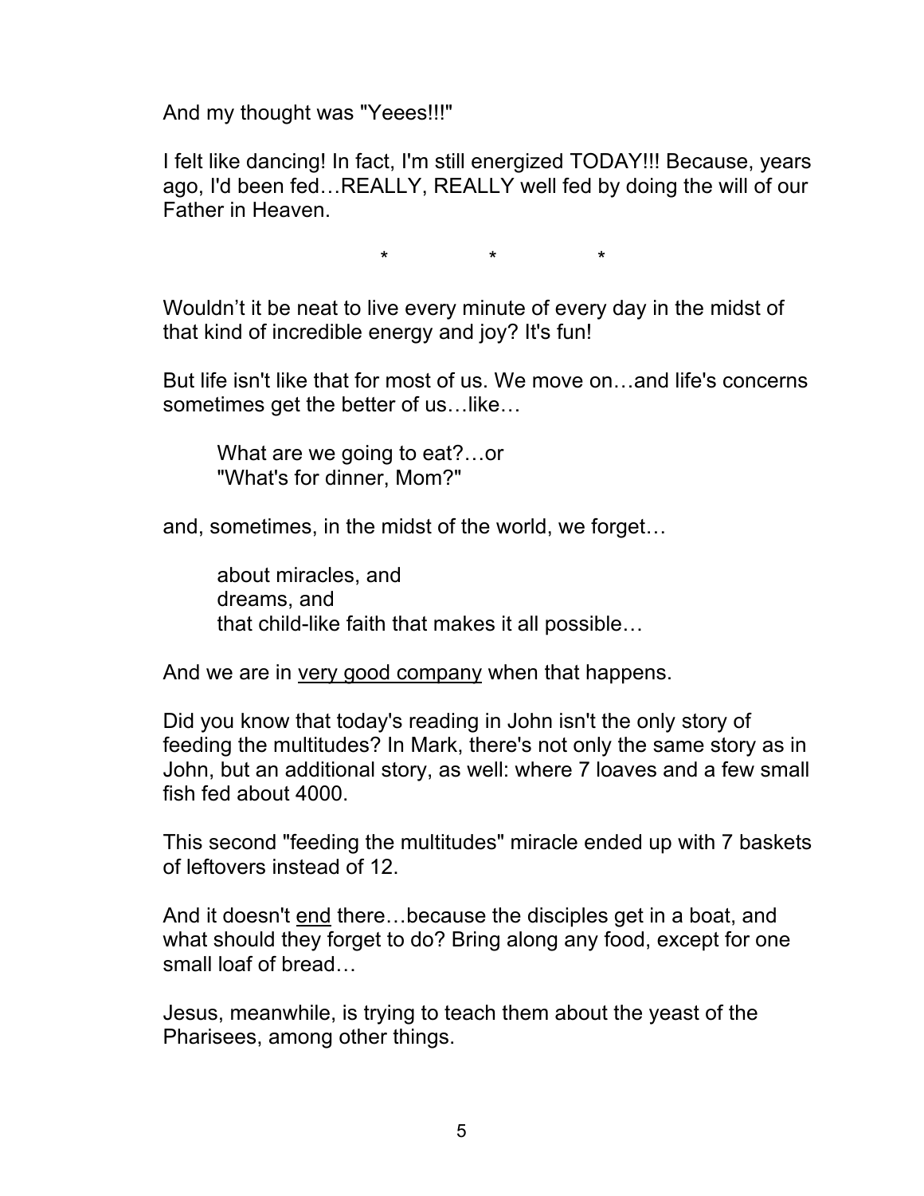And my thought was "Yeees!!!"

I felt like dancing! In fact, I'm still energized TODAY!!! Because, years ago, I'd been fed…REALLY, REALLY well fed by doing the will of our Father in Heaven.

\*　　　　\*　　　　\*

Wouldn't it be neat to live every minute of every day in the midst of that kind of incredible energy and joy? It's fun!

But life isn't like that for most of us. We move on…and life's concerns sometimes get the better of us…like…

> What are we going to eat?…or
> "What's for dinner, Mom?"

and, sometimes, in the midst of the world, we forget…

> about miracles, and
> dreams, and
> that child-like faith that makes it all possible…

And we are in <u>very good company</u> when that happens.

Did you know that today's reading in John isn't the only story of feeding the multitudes? In Mark, there's not only the same story as in John, but an additional story, as well: where 7 loaves and a few small fish fed about 4000.

This second "feeding the multitudes" miracle ended up with 7 baskets of leftovers instead of 12.

And it doesn't <u>end</u> there…because the disciples get in a boat, and what should they forget to do? Bring along any food, except for one small loaf of bread…

Jesus, meanwhile, is trying to teach them about the yeast of the Pharisees, among other things.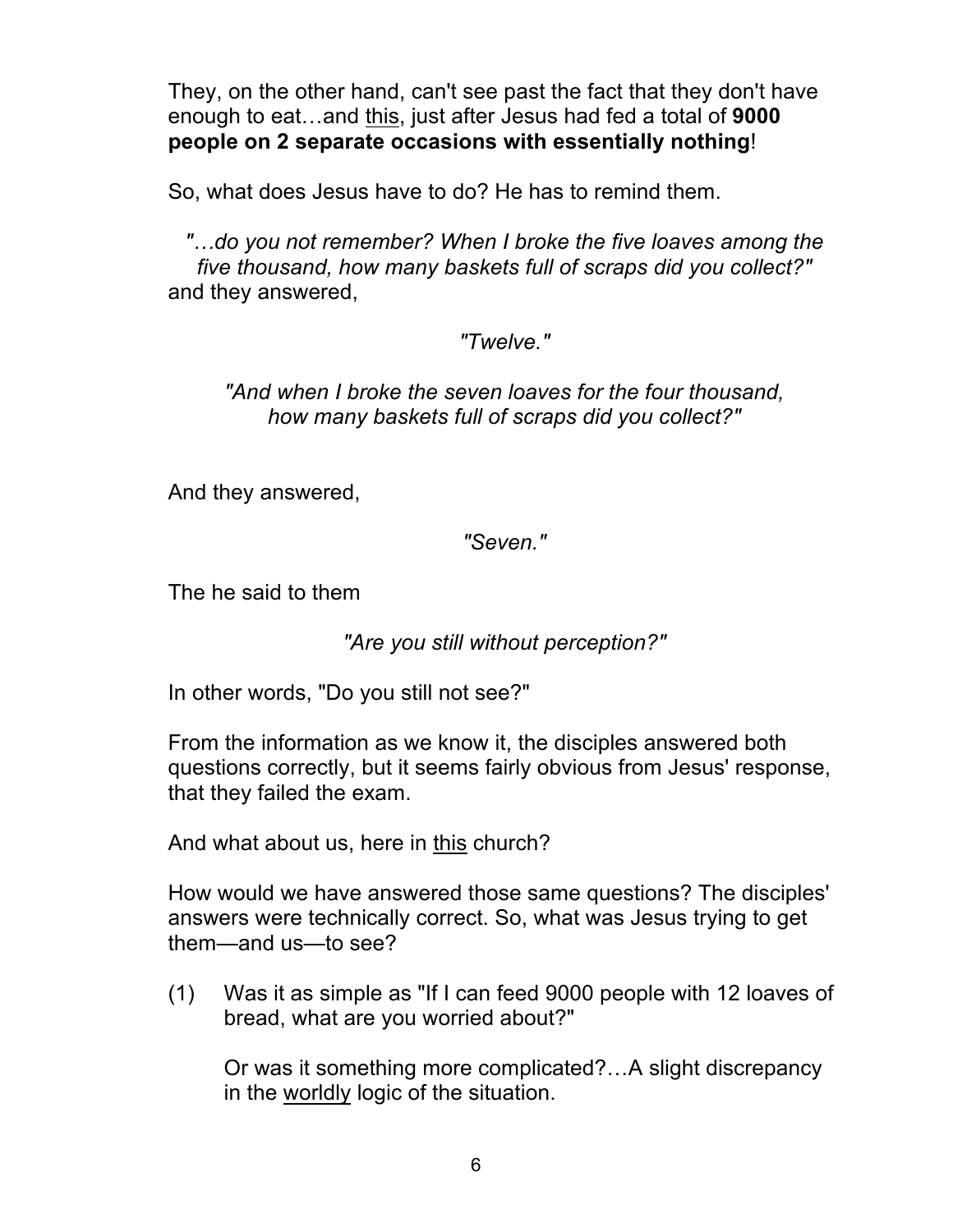They, on the other hand, can't see past the fact that they don't have enough to eat…and this, just after Jesus had fed a total of **9000 people on 2 separate occasions with essentially nothing**!

So, what does Jesus have to do? He has to remind them.

*"…do you not remember? When I broke the five loaves among the five thousand, how many baskets full of scraps did you collect?"* and they answered,

*"Twelve."*

*"And when I broke the seven loaves for the four thousand, how many baskets full of scraps did you collect?"*

And they answered,

*"Seven."*

The he said to them

*"Are you still without perception?"*

In other words, "Do you still not see?"

From the information as we know it, the disciples answered both questions correctly, but it seems fairly obvious from Jesus' response, that they failed the exam.

And what about us, here in this church?

How would we have answered those same questions? The disciples' answers were technically correct. So, what was Jesus trying to get them—and us—to see?

(1) Was it as simple as "If I can feed 9000 people with 12 loaves of bread, what are you worried about?"

    Or was it something more complicated?…A slight discrepancy in the worldly logic of the situation.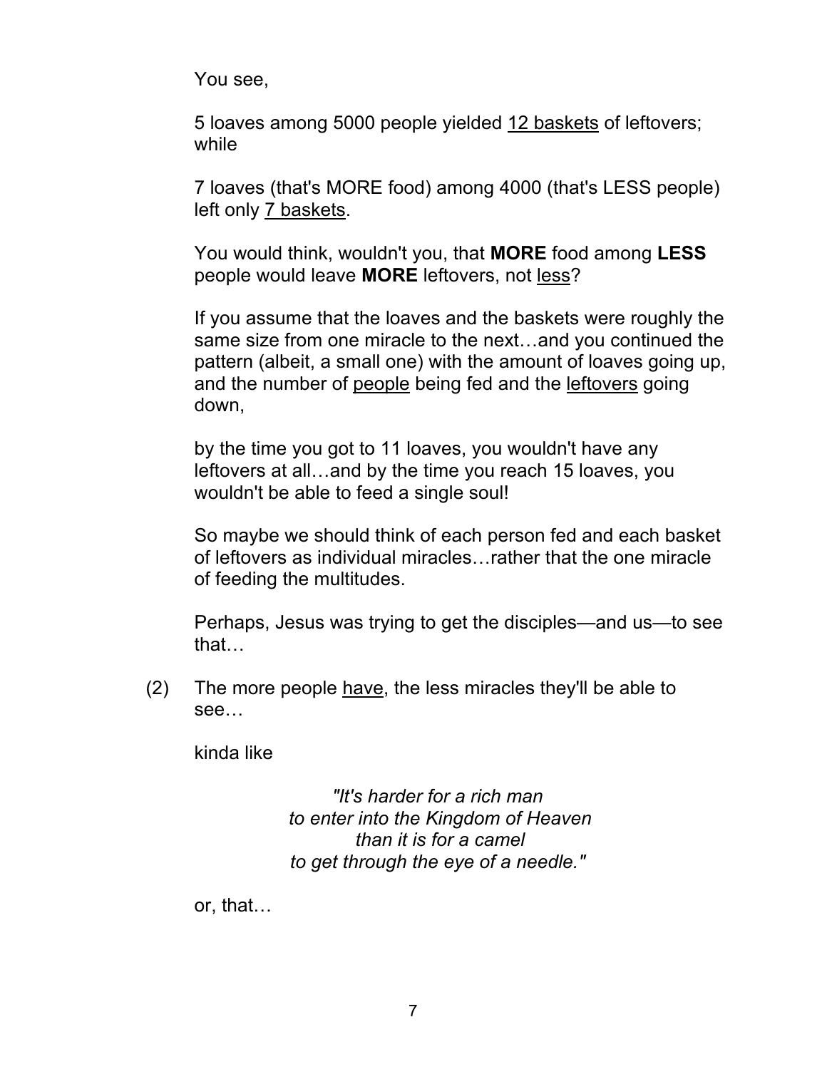You see,

5 loaves among 5000 people yielded <u>12 baskets</u> of leftovers; while

7 loaves (that's MORE food) among 4000 (that's LESS people) left only <u>7 baskets</u>.

You would think, wouldn't you, that **MORE** food among **LESS** people would leave **MORE** leftovers, not <u>less</u>?

If you assume that the loaves and the baskets were roughly the same size from one miracle to the next…and you continued the pattern (albeit, a small one) with the amount of loaves going up, and the number of <u>people</u> being fed and the <u>leftovers</u> going down,

by the time you got to 11 loaves, you wouldn't have any leftovers at all…and by the time you reach 15 loaves, you wouldn't be able to feed a single soul!

So maybe we should think of each person fed and each basket of leftovers as individual miracles…rather that the one miracle of feeding the multitudes.

Perhaps, Jesus was trying to get the disciples—and us—to see that…

(2) The more people <u>have</u>, the less miracles they'll be able to see…

kinda like

> *"It's harder for a rich man*
> *to enter into the Kingdom of Heaven*
> *than it is for a camel*
> *to get through the eye of a needle."*

or, that…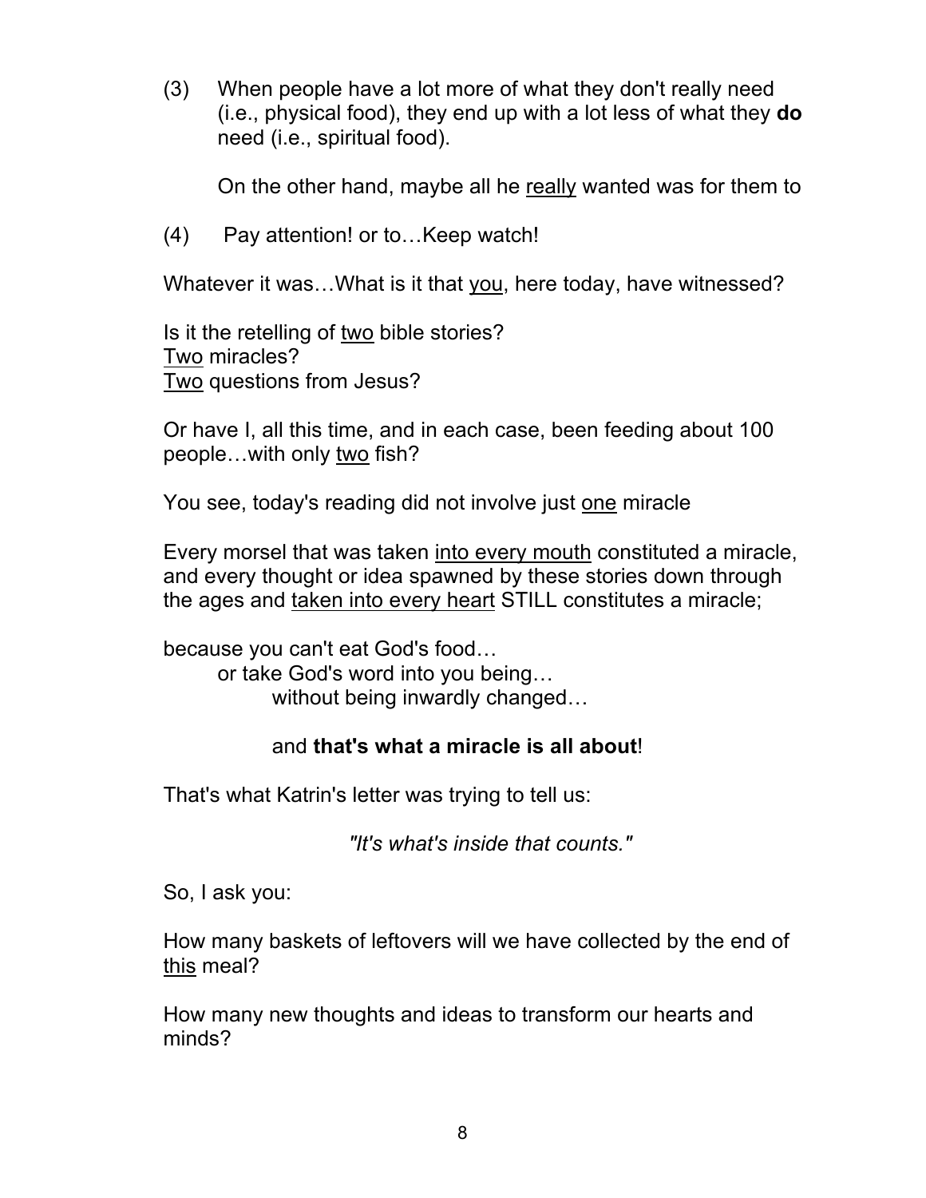(3) When people have a lot more of what they don't really need (i.e., physical food), they end up with a lot less of what they **do** need (i.e., spiritual food).

On the other hand, maybe all he <u>really</u> wanted was for them to

(4) Pay attention! or to…Keep watch!

Whatever it was…What is it that <u>you</u>, here today, have witnessed?

Is it the retelling of <u>two</u> bible stories?
<u>Two</u> miracles?
<u>Two</u> questions from Jesus?

Or have I, all this time, and in each case, been feeding about 100 people…with only <u>two</u> fish?

You see, today's reading did not involve just <u>one</u> miracle

Every morsel that was taken <u>into every mouth</u> constituted a miracle, and every thought or idea spawned by these stories down through the ages and <u>taken into every heart</u> STILL constitutes a miracle;

because you can't eat God's food…
or take God's word into you being…
without being inwardly changed…

and **that's what a miracle is all about**!

That's what Katrin's letter was trying to tell us:

*"It's what's inside that counts."*

So, I ask you:

How many baskets of leftovers will we have collected by the end of <u>this</u> meal?

How many new thoughts and ideas to transform our hearts and minds?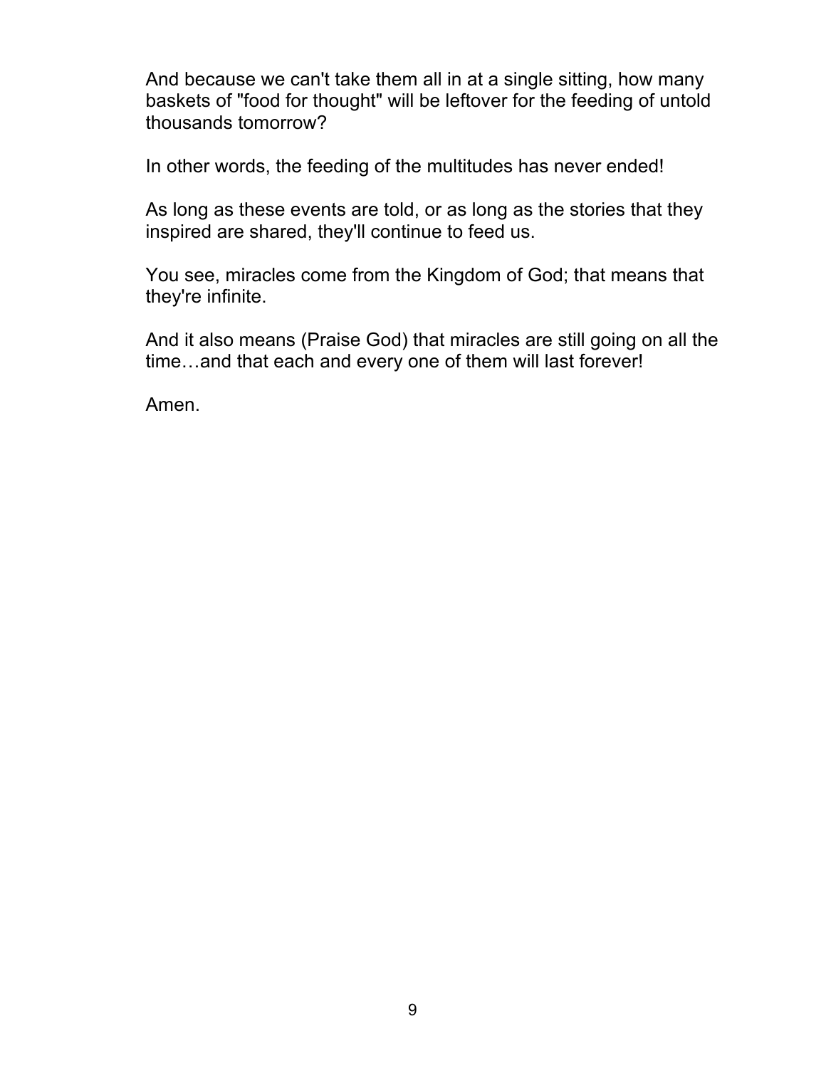And because we can't take them all in at a single sitting, how many baskets of "food for thought" will be leftover for the feeding of untold thousands tomorrow?

In other words, the feeding of the multitudes has never ended!

As long as these events are told, or as long as the stories that they inspired are shared, they'll continue to feed us.

You see, miracles come from the Kingdom of God; that means that they're infinite.

And it also means (Praise God) that miracles are still going on all the time…and that each and every one of them will last forever!

Amen.